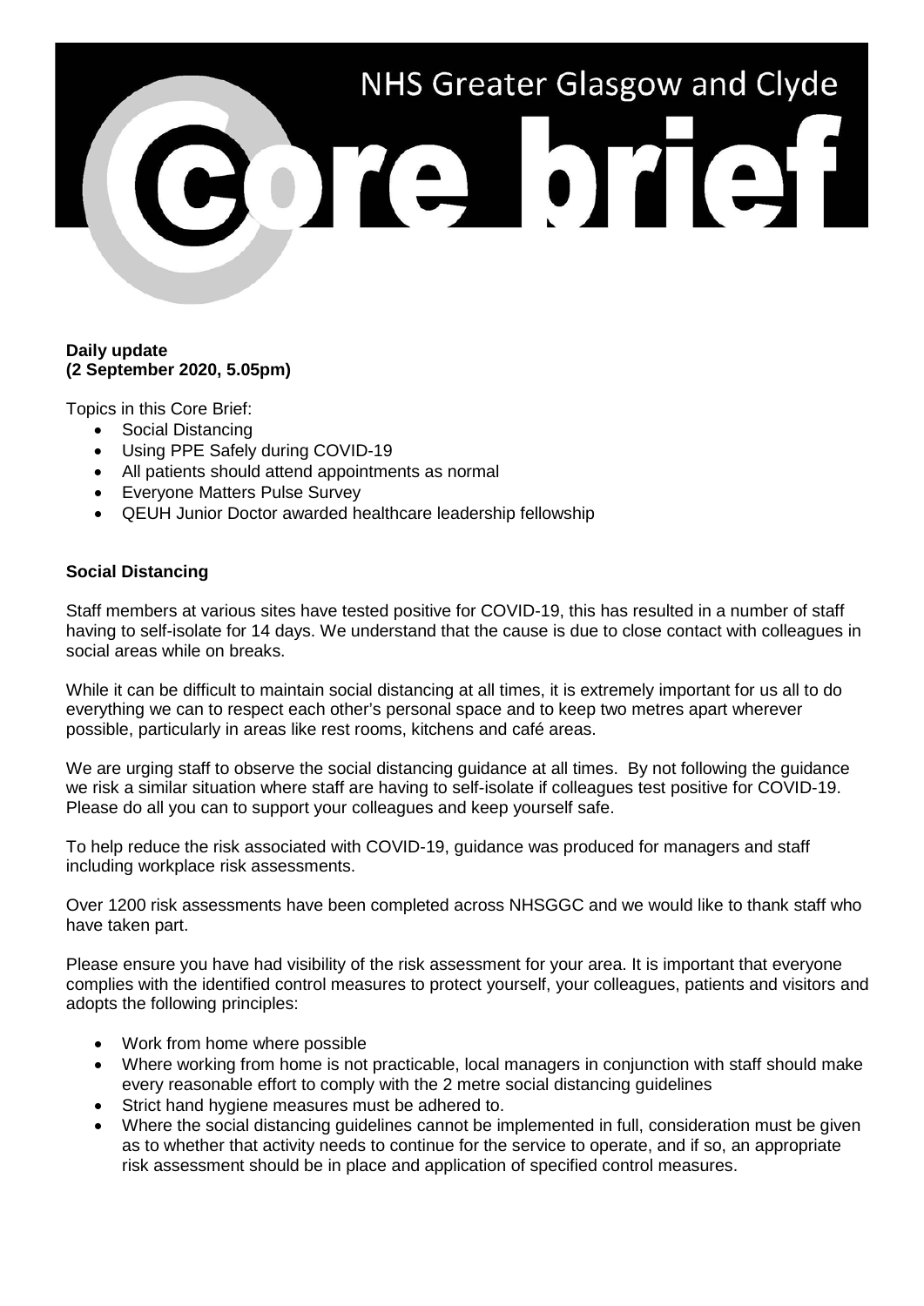# NHS Greater Glasgow and Clyde

# Core brief

**Daily update**
**(2 September 2020, 5.05pm)**

Topics in this Core Brief:

- Social Distancing
- Using PPE Safely during COVID-19
- All patients should attend appointments as normal
- Everyone Matters Pulse Survey
- QEUH Junior Doctor awarded healthcare leadership fellowship

**Social Distancing**

Staff members at various sites have tested positive for COVID-19, this has resulted in a number of staff having to self-isolate for 14 days. We understand that the cause is due to close contact with colleagues in social areas while on breaks.

While it can be difficult to maintain social distancing at all times, it is extremely important for us all to do everything we can to respect each other's personal space and to keep two metres apart wherever possible, particularly in areas like rest rooms, kitchens and café areas.

We are urging staff to observe the social distancing guidance at all times. By not following the guidance we risk a similar situation where staff are having to self-isolate if colleagues test positive for COVID-19. Please do all you can to support your colleagues and keep yourself safe.

To help reduce the risk associated with COVID-19, guidance was produced for managers and staff including workplace risk assessments.

Over 1200 risk assessments have been completed across NHSGGC and we would like to thank staff who have taken part.

Please ensure you have had visibility of the risk assessment for your area. It is important that everyone complies with the identified control measures to protect yourself, your colleagues, patients and visitors and adopts the following principles:

- Work from home where possible
- Where working from home is not practicable, local managers in conjunction with staff should make every reasonable effort to comply with the 2 metre social distancing guidelines
- Strict hand hygiene measures must be adhered to.
- Where the social distancing guidelines cannot be implemented in full, consideration must be given as to whether that activity needs to continue for the service to operate, and if so, an appropriate risk assessment should be in place and application of specified control measures.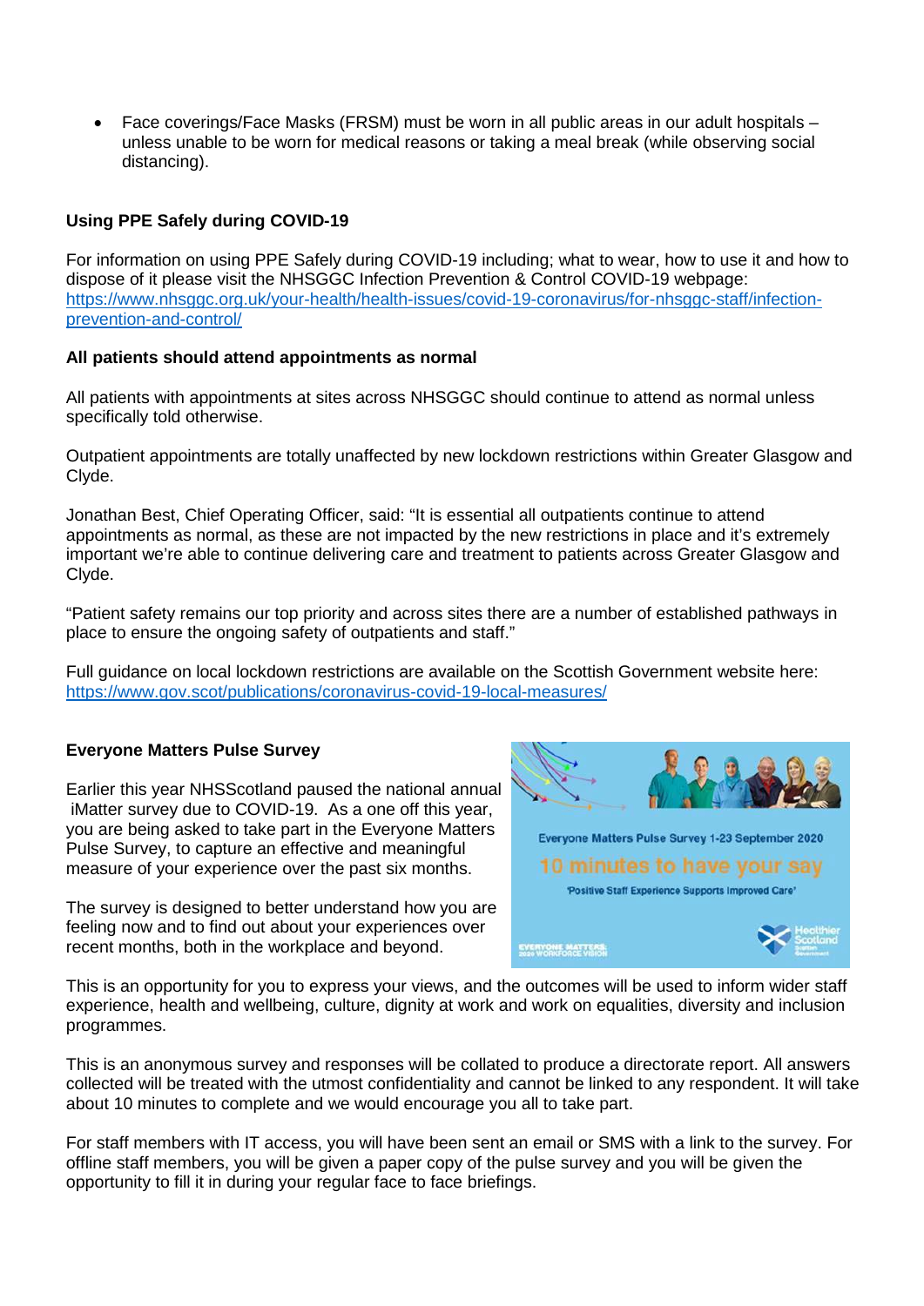- Face coverings/Face Masks (FRSM) must be worn in all public areas in our adult hospitals – unless unable to be worn for medical reasons or taking a meal break (while observing social distancing).

**Using PPE Safely during COVID-19**

For information on using PPE Safely during COVID-19 including; what to wear, how to use it and how to dispose of it please visit the NHSGGC Infection Prevention & Control COVID-19 webpage: [https://www.nhsggc.org.uk/your-health/health-issues/covid-19-coronavirus/for-nhsggc-staff/infection-prevention-and-control/](https://www.nhsggc.org.uk/your-health/health-issues/covid-19-coronavirus/for-nhsggc-staff/infection-prevention-and-control/)

**All patients should attend appointments as normal**

All patients with appointments at sites across NHSGGC should continue to attend as normal unless specifically told otherwise.

Outpatient appointments are totally unaffected by new lockdown restrictions within Greater Glasgow and Clyde.

Jonathan Best, Chief Operating Officer, said: "It is essential all outpatients continue to attend appointments as normal, as these are not impacted by the new restrictions in place and it's extremely important we're able to continue delivering care and treatment to patients across Greater Glasgow and Clyde.

"Patient safety remains our top priority and across sites there are a number of established pathways in place to ensure the ongoing safety of outpatients and staff."

Full guidance on local lockdown restrictions are available on the Scottish Government website here: [https://www.gov.scot/publications/coronavirus-covid-19-local-measures/](https://www.gov.scot/publications/coronavirus-covid-19-local-measures/)

**Everyone Matters Pulse Survey**

Earlier this year NHSScotland paused the national annual iMatter survey due to COVID-19. As a one off this year, you are being asked to take part in the Everyone Matters Pulse Survey, to capture an effective and meaningful measure of your experience over the past six months.

The survey is designed to better understand how you are feeling now and to find out about your experiences over recent months, both in the workplace and beyond.

This is an opportunity for you to express your views, and the outcomes will be used to inform wider staff experience, health and wellbeing, culture, dignity at work and work on equalities, diversity and inclusion programmes.

This is an anonymous survey and responses will be collated to produce a directorate report. All answers collected will be treated with the utmost confidentiality and cannot be linked to any respondent. It will take about 10 minutes to complete and we would encourage you all to take part.

For staff members with IT access, you will have been sent an email or SMS with a link to the survey. For offline staff members, you will be given a paper copy of the pulse survey and you will be given the opportunity to fill it in during your regular face to face briefings.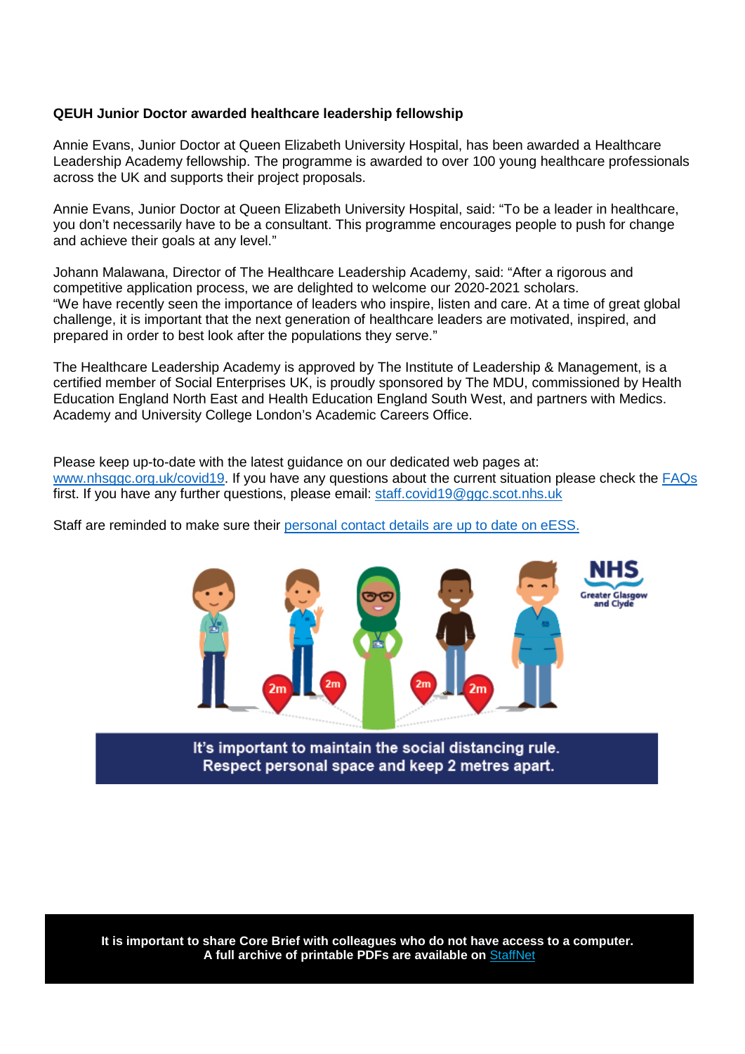**QEUH Junior Doctor awarded healthcare leadership fellowship**

Annie Evans, Junior Doctor at Queen Elizabeth University Hospital, has been awarded a Healthcare Leadership Academy fellowship. The programme is awarded to over 100 young healthcare professionals across the UK and supports their project proposals.

Annie Evans, Junior Doctor at Queen Elizabeth University Hospital, said: "To be a leader in healthcare, you don't necessarily have to be a consultant. This programme encourages people to push for change and achieve their goals at any level."

Johann Malawana, Director of The Healthcare Leadership Academy, said: "After a rigorous and competitive application process, we are delighted to welcome our 2020-2021 scholars.
"We have recently seen the importance of leaders who inspire, listen and care. At a time of great global challenge, it is important that the next generation of healthcare leaders are motivated, inspired, and prepared in order to best look after the populations they serve."

The Healthcare Leadership Academy is approved by The Institute of Leadership & Management, is a certified member of Social Enterprises UK, is proudly sponsored by The MDU, commissioned by Health Education England North East and Health Education England South West, and partners with Medics. Academy and University College London's Academic Careers Office.

Please keep up-to-date with the latest guidance on our dedicated web pages at: [www.nhsggc.org.uk/covid19](www.nhsggc.org.uk/covid19). If you have any questions about the current situation please check the FAQs first. If you have any further questions, please email: staff.covid19@ggc.scot.nhs.uk

Staff are reminded to make sure their personal contact details are up to date on eSS.

It's important to maintain the social distancing rule.
Respect personal space and keep 2 metres apart.

**It is important to share Core Brief with colleagues who do not have access to a computer.**
**A full archive of printable PDFs are available on** StaffNet